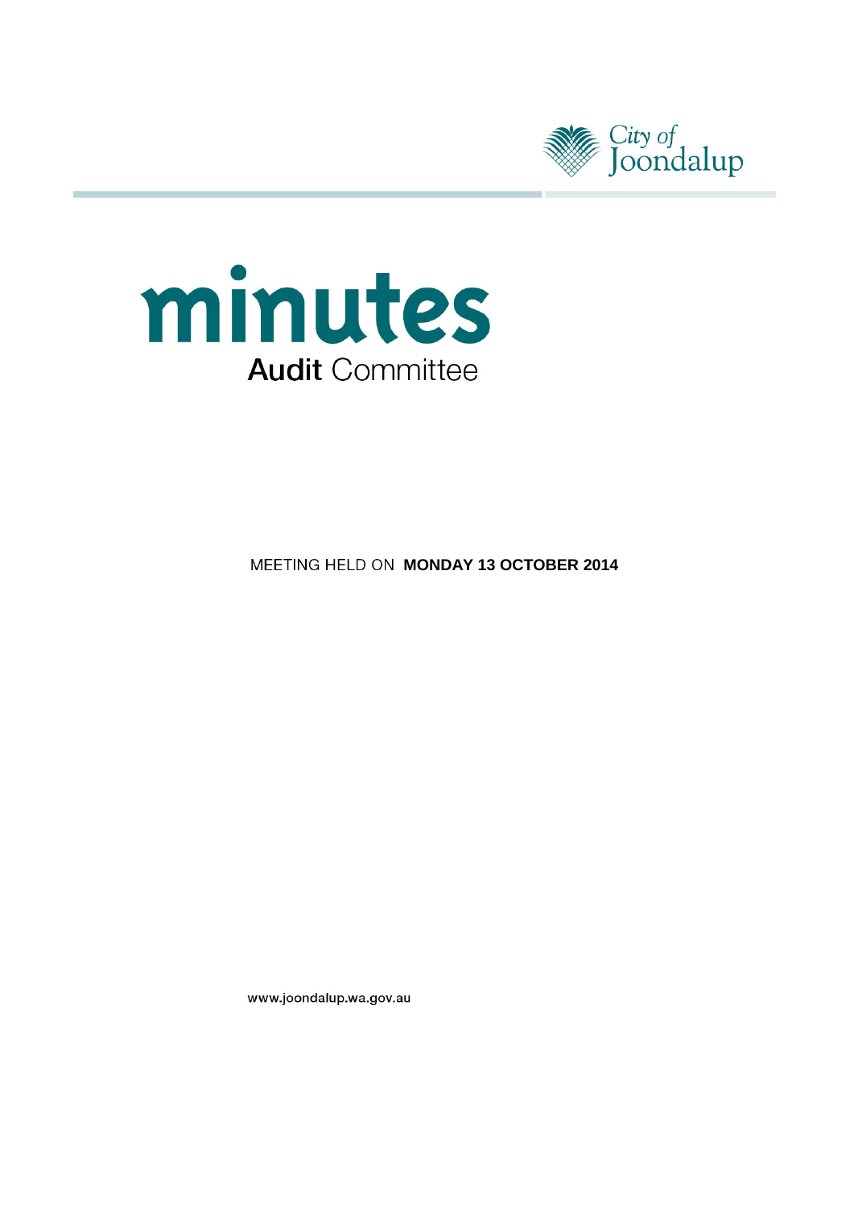City of Joondalup

# minutes

## Audit Committee

MEETING HELD ON **MONDAY 13 OCTOBER 2014**

www.joondalup.wa.gov.au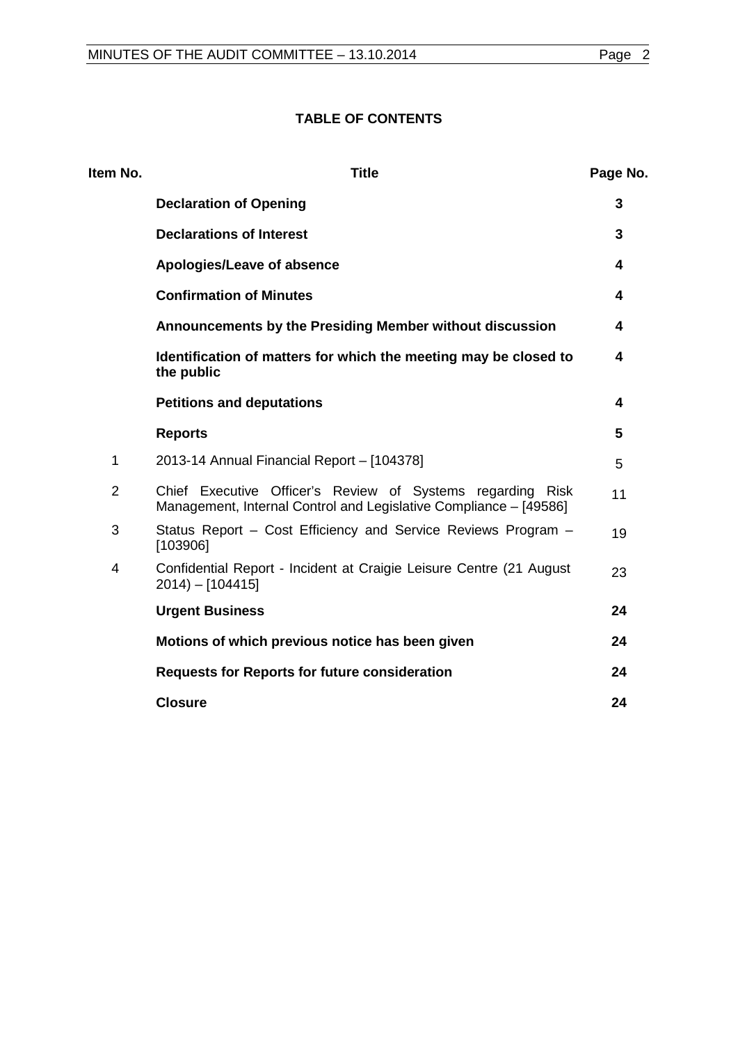## TABLE OF CONTENTS

| Item No. | Title | Page No. |
| --- | --- | --- |
| | **Declaration of Opening** | **3** |
| | **Declarations of Interest** | **3** |
| | **Apologies/Leave of absence** | **4** |
| | **Confirmation of Minutes** | **4** |
| | **Announcements by the Presiding Member without discussion** | **4** |
| | **Identification of matters for which the meeting may be closed to the public** | **4** |
| | **Petitions and deputations** | **4** |
| | **Reports** | **5** |
| 1 | 2013-14 Annual Financial Report – [104378] | 5 |
| 2 | Chief Executive Officer's Review of Systems regarding Risk Management, Internal Control and Legislative Compliance – [49586] | 11 |
| 3 | Status Report – Cost Efficiency and Service Reviews Program – [103906] | 19 |
| 4 | Confidential Report - Incident at Craigie Leisure Centre (21 August 2014) – [104415] | 23 |
| | **Urgent Business** | **24** |
| | **Motions of which previous notice has been given** | **24** |
| | **Requests for Reports for future consideration** | **24** |
| | **Closure** | **24** |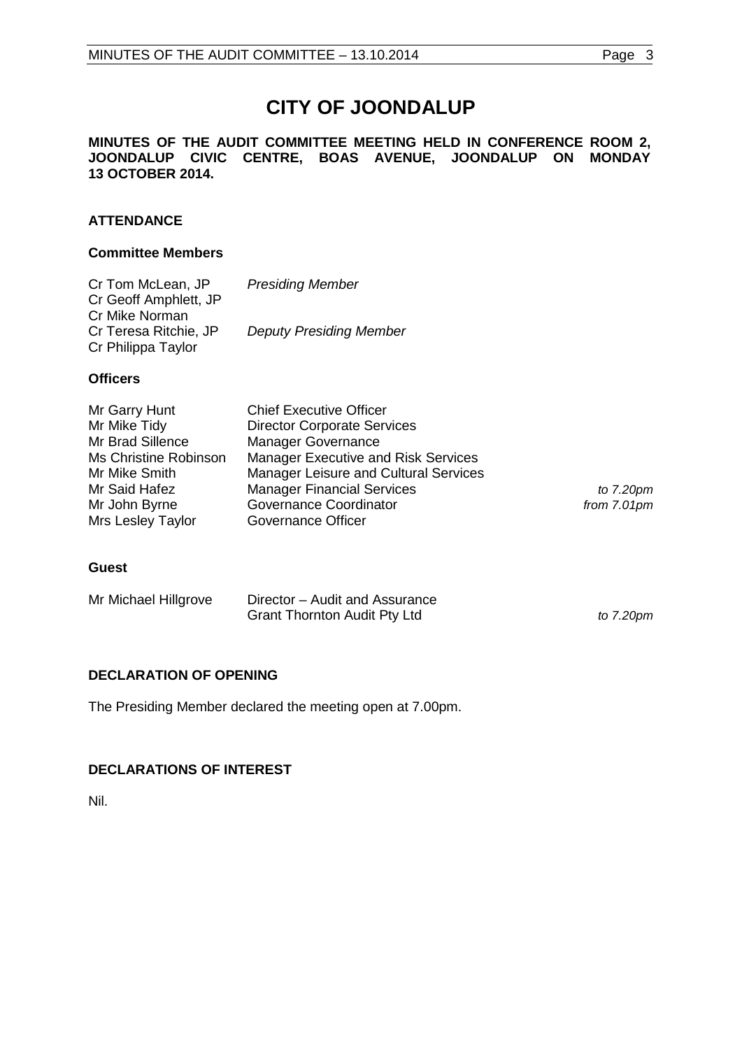# CITY OF JOONDALUP

**MINUTES OF THE AUDIT COMMITTEE MEETING HELD IN CONFERENCE ROOM 2, JOONDALUP CIVIC CENTRE, BOAS AVENUE, JOONDALUP ON MONDAY 13 OCTOBER 2014.**

## ATTENDANCE

### Committee Members

| | |
|---|---|
| Cr Tom McLean, JP | *Presiding Member* |
| Cr Geoff Amphlett, JP | |
| Cr Mike Norman | |
| Cr Teresa Ritchie, JP | *Deputy Presiding Member* |
| Cr Philippa Taylor | |

### Officers

| | | |
|---|---|---|
| Mr Garry Hunt | Chief Executive Officer | |
| Mr Mike Tidy | Director Corporate Services | |
| Mr Brad Sillence | Manager Governance | |
| Ms Christine Robinson | Manager Executive and Risk Services | |
| Mr Mike Smith | Manager Leisure and Cultural Services | |
| Mr Said Hafez | Manager Financial Services | *to 7.20pm* |
| Mr John Byrne | Governance Coordinator | *from 7.01pm* |
| Mrs Lesley Taylor | Governance Officer | |

### Guest

| | | |
|---|---|---|
| Mr Michael Hillgrove | Director – Audit and Assurance<br>Grant Thornton Audit Pty Ltd | *to 7.20pm* |

## DECLARATION OF OPENING

The Presiding Member declared the meeting open at 7.00pm.

## DECLARATIONS OF INTEREST

Nil.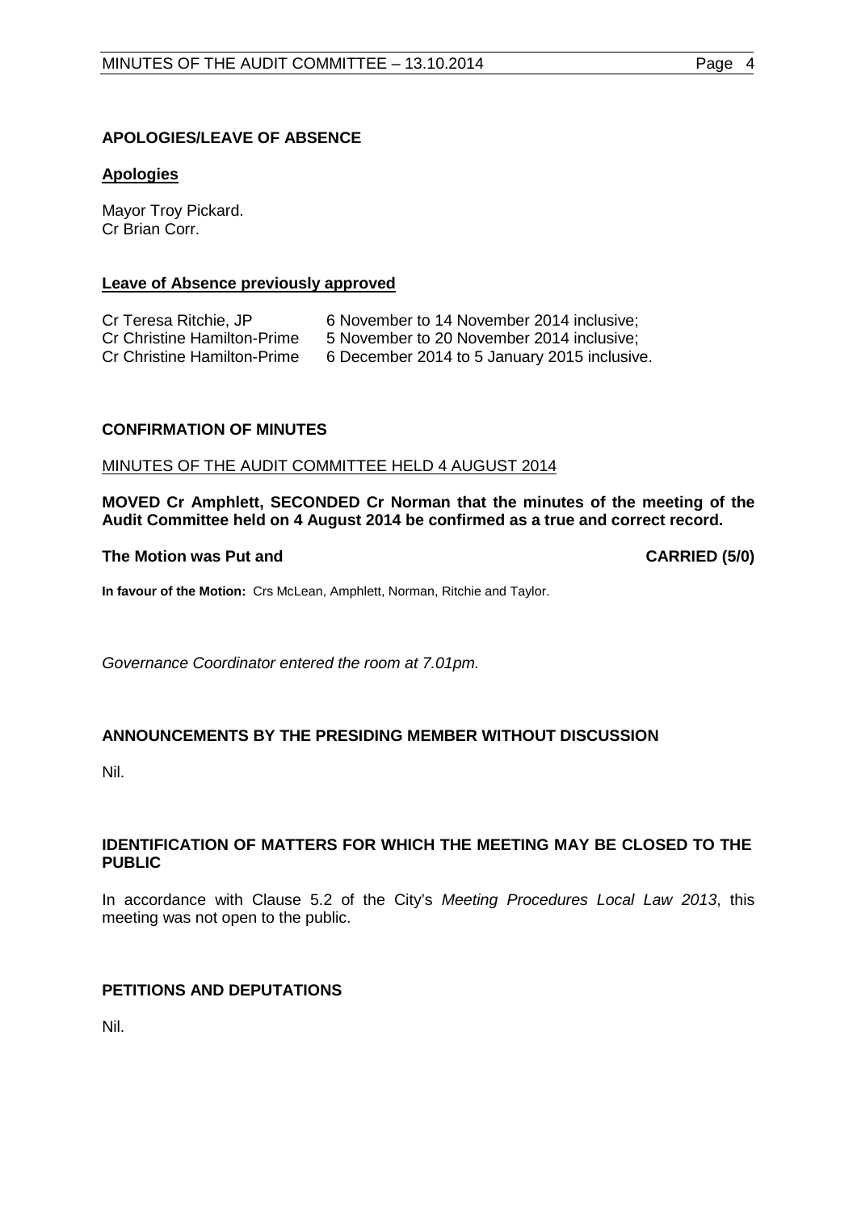## APOLOGIES/LEAVE OF ABSENCE

**Apologies**

Mayor Troy Pickard.
Cr Brian Corr.

**Leave of Absence previously approved**

| | |
|---|---|
| Cr Teresa Ritchie, JP | 6 November to 14 November 2014 inclusive; |
| Cr Christine Hamilton-Prime | 5 November to 20 November 2014 inclusive; |
| Cr Christine Hamilton-Prime | 6 December 2014 to 5 January 2015 inclusive. |

## CONFIRMATION OF MINUTES

MINUTES OF THE AUDIT COMMITTEE HELD 4 AUGUST 2014

**MOVED Cr Amphlett, SECONDED Cr Norman that the minutes of the meeting of the Audit Committee held on 4 August 2014 be confirmed as a true and correct record.**

**The Motion was Put and CARRIED (5/0)**

**In favour of the Motion:** Crs McLean, Amphlett, Norman, Ritchie and Taylor.

*Governance Coordinator entered the room at 7.01pm.*

## ANNOUNCEMENTS BY THE PRESIDING MEMBER WITHOUT DISCUSSION

Nil.

## IDENTIFICATION OF MATTERS FOR WHICH THE MEETING MAY BE CLOSED TO THE PUBLIC

In accordance with Clause 5.2 of the City's *Meeting Procedures Local Law 2013*, this meeting was not open to the public.

## PETITIONS AND DEPUTATIONS

Nil.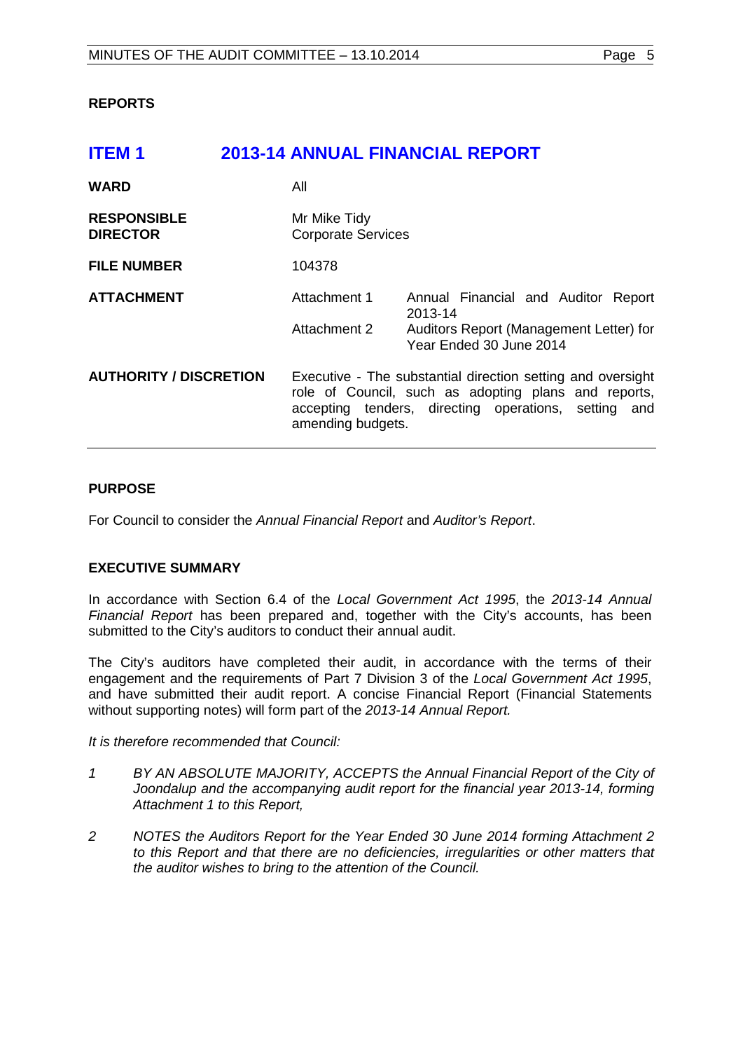## REPORTS

# ITEM 1 2013-14 ANNUAL FINANCIAL REPORT

| | | |
|---|---|---|
| **WARD** | All | |
| **RESPONSIBLE DIRECTOR** | Mr Mike Tidy<br>Corporate Services | |
| **FILE NUMBER** | 104378 | |
| **ATTACHMENT** | Attachment 1 | Annual Financial and Auditor Report 2013-14 |
| | Attachment 2 | Auditors Report (Management Letter) for Year Ended 30 June 2014 |
| **AUTHORITY / DISCRETION** | Executive - The substantial direction setting and oversight role of Council, such as adopting plans and reports, accepting tenders, directing operations, setting and amending budgets. | |

### PURPOSE

For Council to consider the *Annual Financial Report* and *Auditor's Report*.

### EXECUTIVE SUMMARY

In accordance with Section 6.4 of the *Local Government Act 1995*, the *2013-14 Annual Financial Report* has been prepared and, together with the City's accounts, has been submitted to the City's auditors to conduct their annual audit.

The City's auditors have completed their audit, in accordance with the terms of their engagement and the requirements of Part 7 Division 3 of the *Local Government Act 1995*, and have submitted their audit report. A concise Financial Report (Financial Statements without supporting notes) will form part of the *2013-14 Annual Report.*

*It is therefore recommended that Council:*

1. *BY AN ABSOLUTE MAJORITY, ACCEPTS the Annual Financial Report of the City of Joondalup and the accompanying audit report for the financial year 2013-14, forming Attachment 1 to this Report,*

2. *NOTES the Auditors Report for the Year Ended 30 June 2014 forming Attachment 2 to this Report and that there are no deficiencies, irregularities or other matters that the auditor wishes to bring to the attention of the Council.*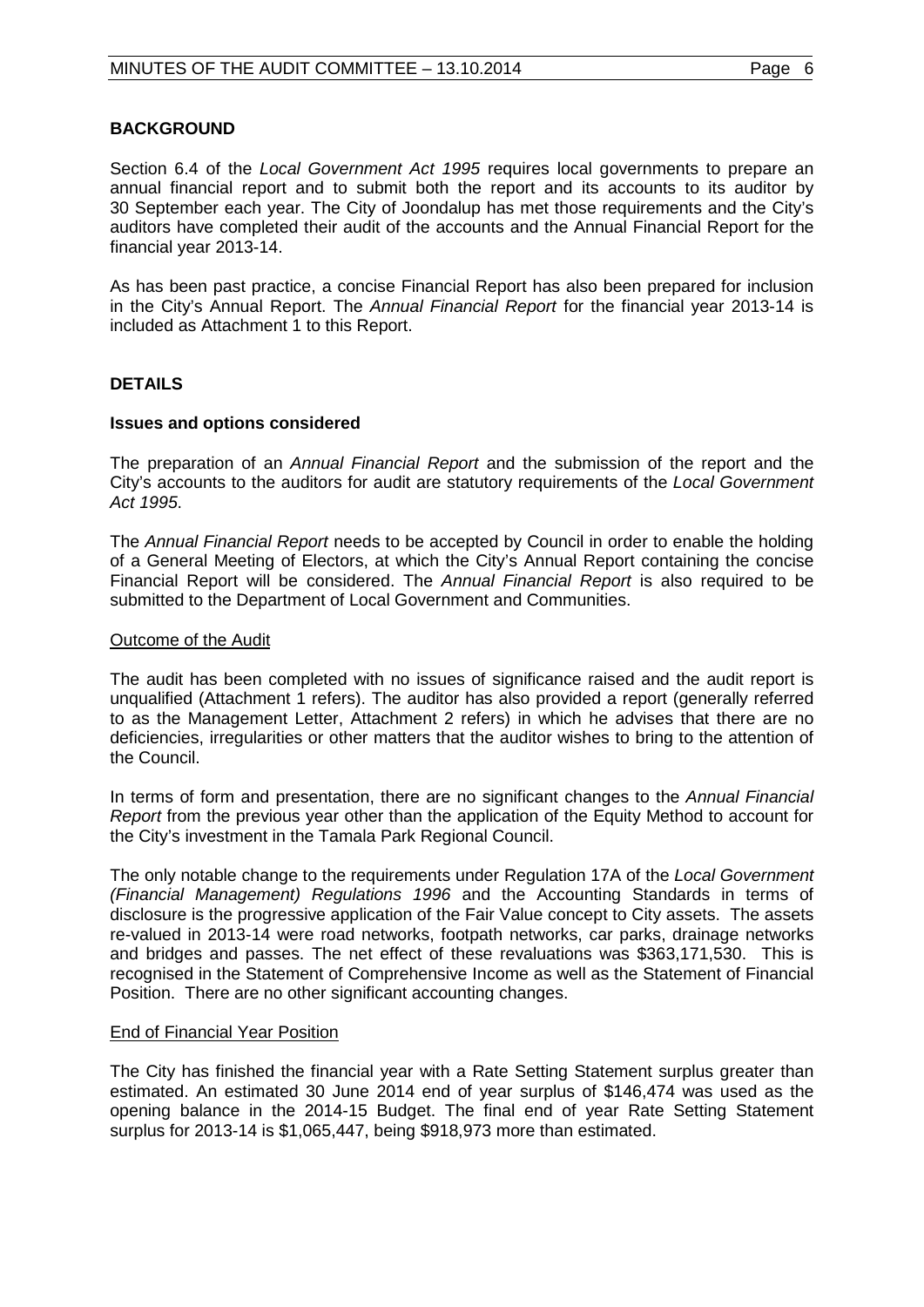## BACKGROUND

Section 6.4 of the *Local Government Act 1995* requires local governments to prepare an annual financial report and to submit both the report and its accounts to its auditor by 30 September each year. The City of Joondalup has met those requirements and the City's auditors have completed their audit of the accounts and the Annual Financial Report for the financial year 2013-14.

As has been past practice, a concise Financial Report has also been prepared for inclusion in the City's Annual Report. The *Annual Financial Report* for the financial year 2013-14 is included as Attachment 1 to this Report.

## DETAILS

### Issues and options considered

The preparation of an *Annual Financial Report* and the submission of the report and the City's accounts to the auditors for audit are statutory requirements of the *Local Government Act 1995*.

The *Annual Financial Report* needs to be accepted by Council in order to enable the holding of a General Meeting of Electors, at which the City's Annual Report containing the concise Financial Report will be considered. The *Annual Financial Report* is also required to be submitted to the Department of Local Government and Communities.

Outcome of the Audit

The audit has been completed with no issues of significance raised and the audit report is unqualified (Attachment 1 refers). The auditor has also provided a report (generally referred to as the Management Letter, Attachment 2 refers) in which he advises that there are no deficiencies, irregularities or other matters that the auditor wishes to bring to the attention of the Council.

In terms of form and presentation, there are no significant changes to the *Annual Financial Report* from the previous year other than the application of the Equity Method to account for the City's investment in the Tamala Park Regional Council.

The only notable change to the requirements under Regulation 17A of the *Local Government (Financial Management) Regulations 1996* and the Accounting Standards in terms of disclosure is the progressive application of the Fair Value concept to City assets. The assets re-valued in 2013-14 were road networks, footpath networks, car parks, drainage networks and bridges and passes. The net effect of these revaluations was $363,171,530. This is recognised in the Statement of Comprehensive Income as well as the Statement of Financial Position. There are no other significant accounting changes.

End of Financial Year Position

The City has finished the financial year with a Rate Setting Statement surplus greater than estimated. An estimated 30 June 2014 end of year surplus of $146,474 was used as the opening balance in the 2014-15 Budget. The final end of year Rate Setting Statement surplus for 2013-14 is $1,065,447, being $918,973 more than estimated.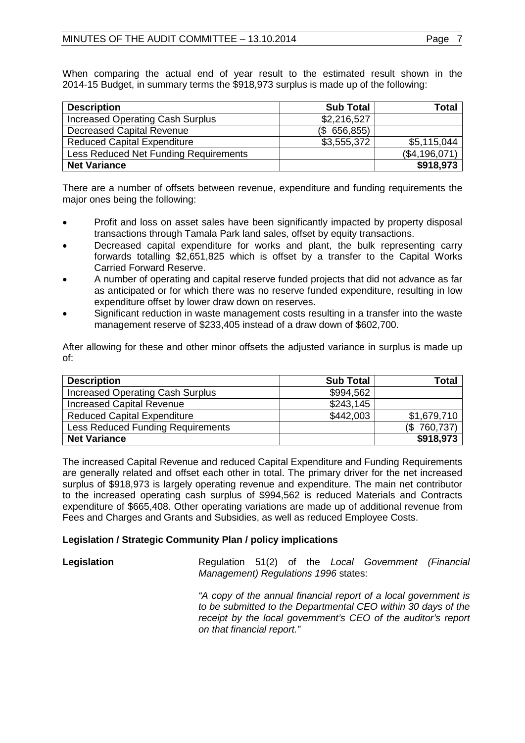When comparing the actual end of year result to the estimated result shown in the 2014-15 Budget, in summary terms the $918,973 surplus is made up of the following:

| Description | Sub Total | Total |
|---|---:|---:|
| Increased Operating Cash Surplus | $2,216,527 | |
| Decreased Capital Revenue | ($ 656,855) | |
| Reduced Capital Expenditure | $3,555,372 | $5,115,044 |
| Less Reduced Net Funding Requirements | | ($4,196,071) |
| **Net Variance** | | **$918,973** |

There are a number of offsets between revenue, expenditure and funding requirements the major ones being the following:

- Profit and loss on asset sales have been significantly impacted by property disposal transactions through Tamala Park land sales, offset by equity transactions.
- Decreased capital expenditure for works and plant, the bulk representing carry forwards totalling $2,651,825 which is offset by a transfer to the Capital Works Carried Forward Reserve.
- A number of operating and capital reserve funded projects that did not advance as far as anticipated or for which there was no reserve funded expenditure, resulting in low expenditure offset by lower draw down on reserves.
- Significant reduction in waste management costs resulting in a transfer into the waste management reserve of $233,405 instead of a draw down of $602,700.

After allowing for these and other minor offsets the adjusted variance in surplus is made up of:

| Description | Sub Total | Total |
|---|---:|---:|
| Increased Operating Cash Surplus | $994,562 | |
| Increased Capital Revenue | $243,145 | |
| Reduced Capital Expenditure | $442,003 | $1,679,710 |
| Less Reduced Funding Requirements | | ($ 760,737) |
| **Net Variance** | | **$918,973** |

The increased Capital Revenue and reduced Capital Expenditure and Funding Requirements are generally related and offset each other in total. The primary driver for the net increased surplus of $918,973 is largely operating revenue and expenditure. The main net contributor to the increased operating cash surplus of $994,562 is reduced Materials and Contracts expenditure of $665,408. Other operating variations are made up of additional revenue from Fees and Charges and Grants and Subsidies, as well as reduced Employee Costs.

**Legislation / Strategic Community Plan / policy implications**

**Legislation**

Regulation 51(2) of the *Local Government (Financial Management) Regulations 1996* states:

*"A copy of the annual financial report of a local government is to be submitted to the Departmental CEO within 30 days of the receipt by the local government's CEO of the auditor's report on that financial report."*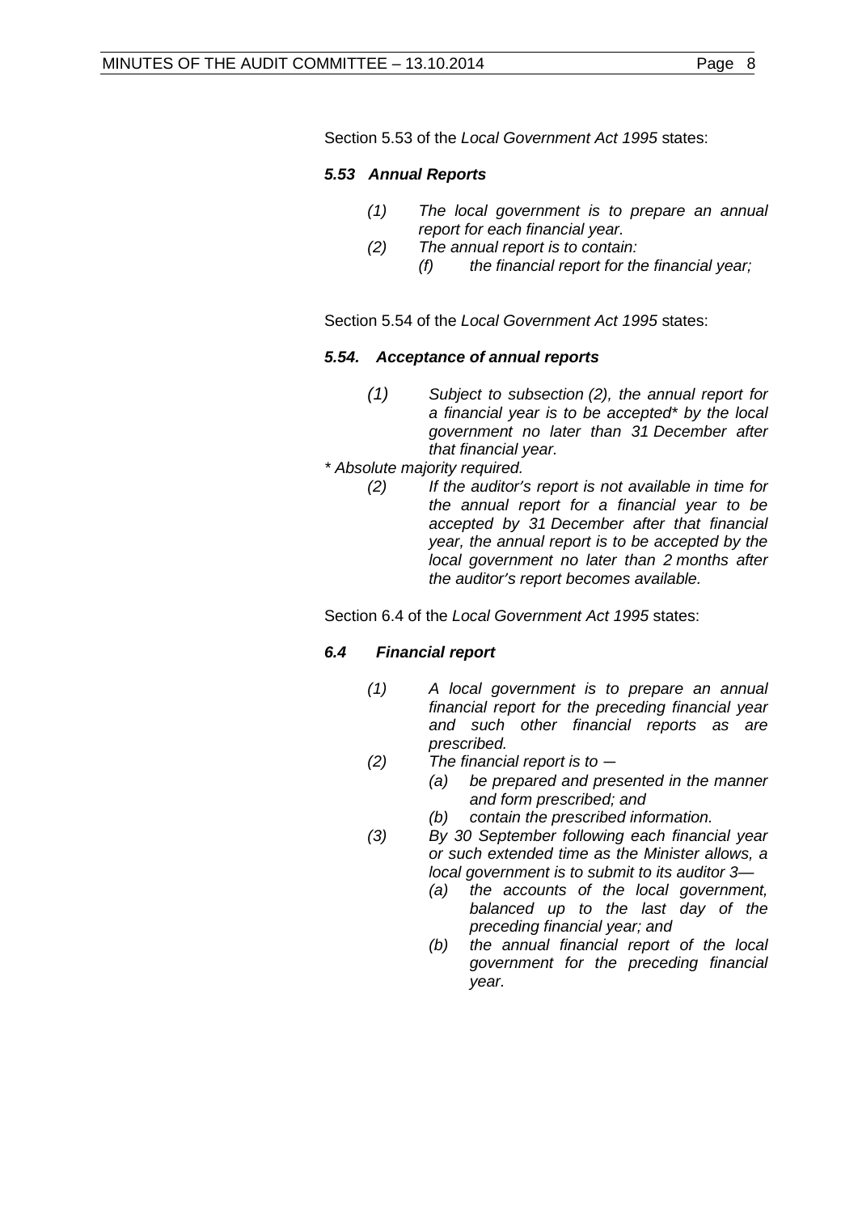Section 5.53 of the *Local Government Act 1995* states:

***5.53 Annual Reports***

> *(1) The local government is to prepare an annual report for each financial year.*
>
> *(2) The annual report is to contain:*
>
> *(f) the financial report for the financial year;*

Section 5.54 of the *Local Government Act 1995* states:

***5.54. Acceptance of annual reports***

> *(1) Subject to subsection (2), the annual report for a financial year is to be accepted\* by the local government no later than 31 December after that financial year.*

*\* Absolute majority required.*

> *(2) If the auditor's report is not available in time for the annual report for a financial year to be accepted by 31 December after that financial year, the annual report is to be accepted by the local government no later than 2 months after the auditor's report becomes available.*

Section 6.4 of the *Local Government Act 1995* states:

***6.4 Financial report***

> *(1) A local government is to prepare an annual financial report for the preceding financial year and such other financial reports as are prescribed.*
>
> *(2) The financial report is to —*
>
> *(a) be prepared and presented in the manner and form prescribed; and*
>
> *(b) contain the prescribed information.*
>
> *(3) By 30 September following each financial year or such extended time as the Minister allows, a local government is to submit to its auditor 3—*
>
> *(a) the accounts of the local government, balanced up to the last day of the preceding financial year; and*
>
> *(b) the annual financial report of the local government for the preceding financial year.*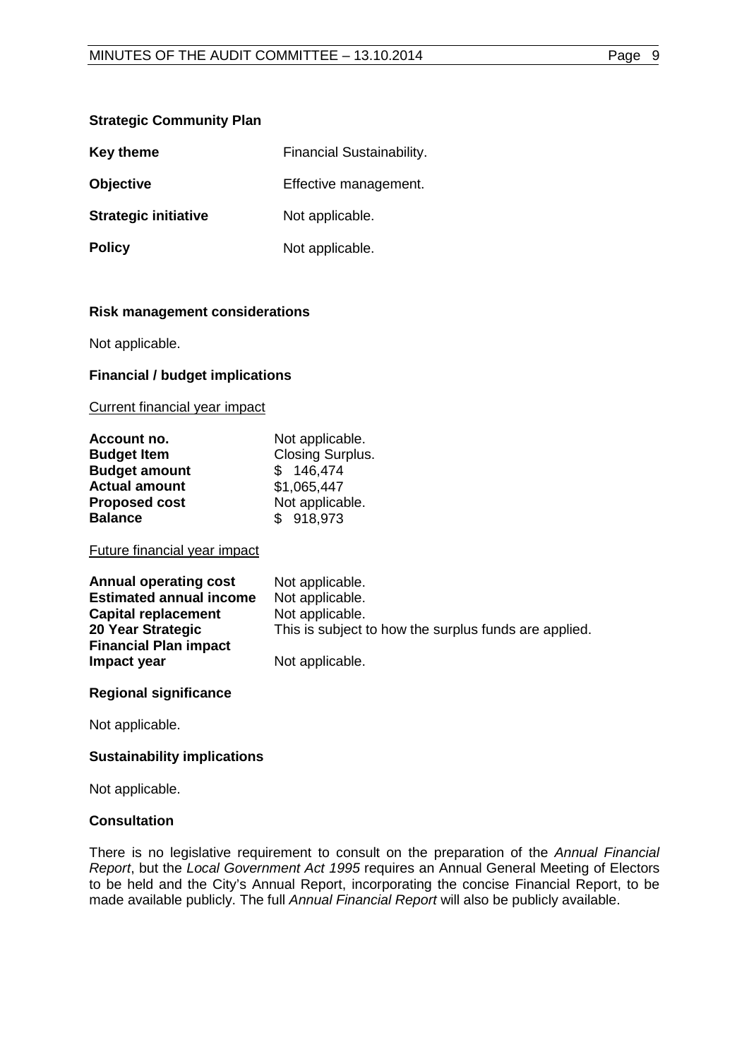**Strategic Community Plan**

| | |
|---|---|
| **Key theme** | Financial Sustainability. |
| **Objective** | Effective management. |
| **Strategic initiative** | Not applicable. |
| **Policy** | Not applicable. |

**Risk management considerations**

Not applicable.

**Financial / budget implications**

Current financial year impact

| | |
|---|---|
| **Account no.** | Not applicable. |
| **Budget Item** | Closing Surplus. |
| **Budget amount** | $ 146,474 |
| **Actual amount** | $1,065,447 |
| **Proposed cost** | Not applicable. |
| **Balance** | $ 918,973 |

Future financial year impact

| | |
|---|---|
| **Annual operating cost** | Not applicable. |
| **Estimated annual income** | Not applicable. |
| **Capital replacement** | Not applicable. |
| **20 Year Strategic Financial Plan impact** | This is subject to how the surplus funds are applied. |
| **Impact year** | Not applicable. |

**Regional significance**

Not applicable.

**Sustainability implications**

Not applicable.

**Consultation**

There is no legislative requirement to consult on the preparation of the *Annual Financial Report*, but the *Local Government Act 1995* requires an Annual General Meeting of Electors to be held and the City's Annual Report, incorporating the concise Financial Report, to be made available publicly. The full *Annual Financial Report* will also be publicly available.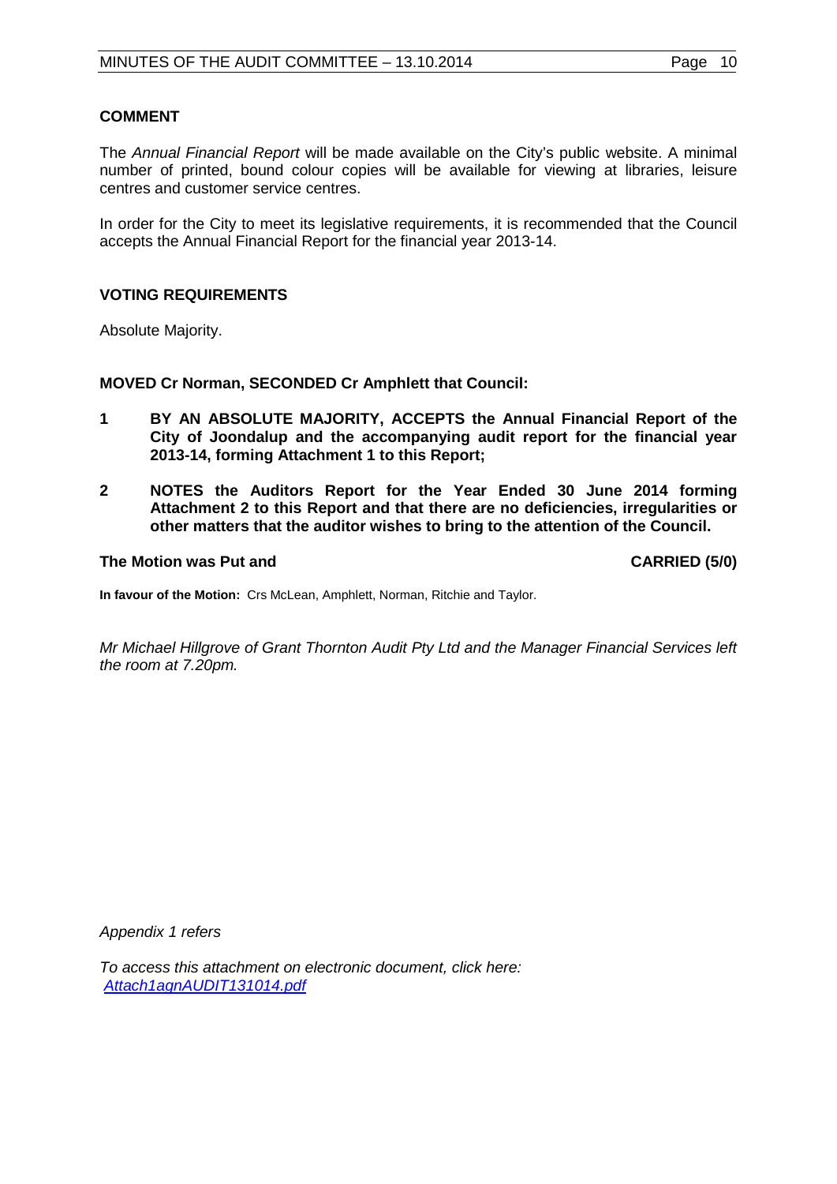## COMMENT

The *Annual Financial Report* will be made available on the City's public website. A minimal number of printed, bound colour copies will be available for viewing at libraries, leisure centres and customer service centres.

In order for the City to meet its legislative requirements, it is recommended that the Council accepts the Annual Financial Report for the financial year 2013-14.

## VOTING REQUIREMENTS

Absolute Majority.

**MOVED Cr Norman, SECONDED Cr Amphlett that Council:**

1. **BY AN ABSOLUTE MAJORITY, ACCEPTS the Annual Financial Report of the City of Joondalup and the accompanying audit report for the financial year 2013-14, forming Attachment 1 to this Report;**
2. **NOTES the Auditors Report for the Year Ended 30 June 2014 forming Attachment 2 to this Report and that there are no deficiencies, irregularities or other matters that the auditor wishes to bring to the attention of the Council.**

**The Motion was Put and** **CARRIED (5/0)**

**In favour of the Motion:** Crs McLean, Amphlett, Norman, Ritchie and Taylor.

*Mr Michael Hillgrove of Grant Thornton Audit Pty Ltd and the Manager Financial Services left the room at 7.20pm.*

*Appendix 1 refers*

*To access this attachment on electronic document, click here: [Attach1agnAUDIT131014.pdf](Attach1agnAUDIT131014.pdf)*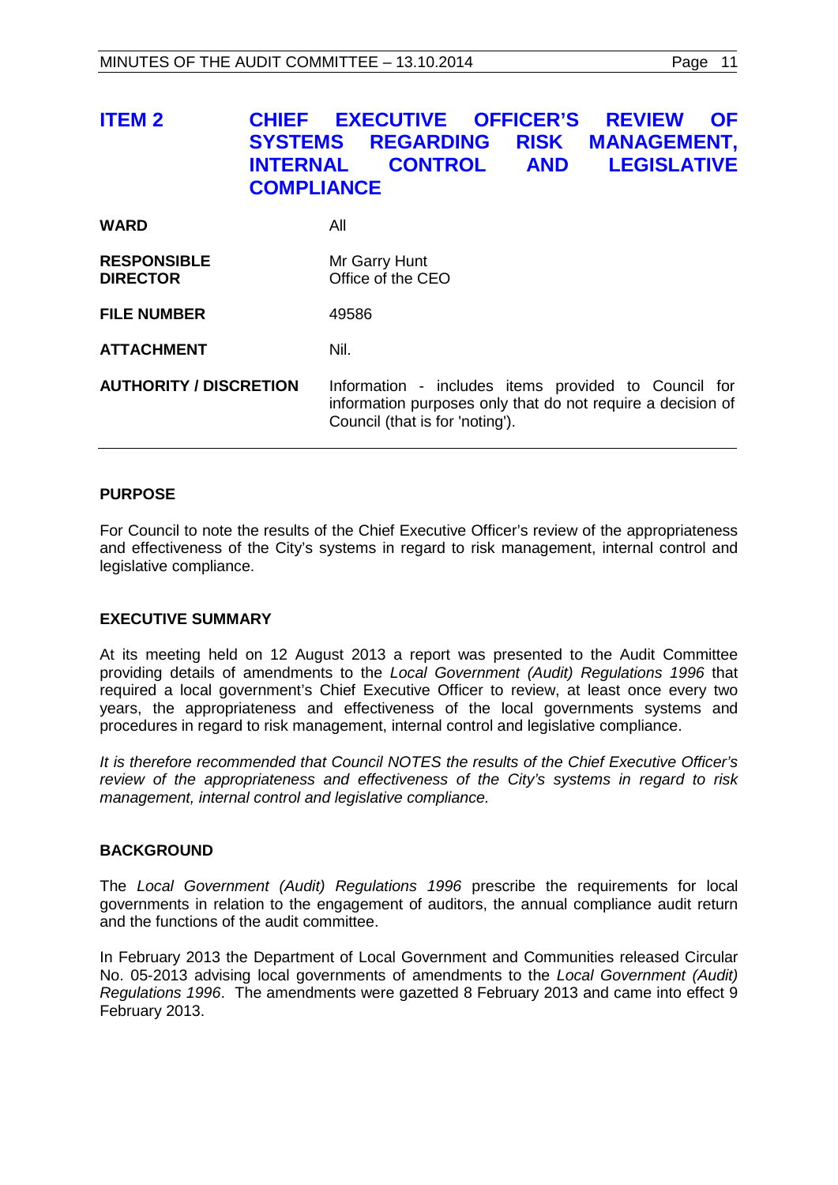## ITEM 2 CHIEF EXECUTIVE OFFICER'S REVIEW OF SYSTEMS REGARDING RISK MANAGEMENT, INTERNAL CONTROL AND LEGISLATIVE COMPLIANCE

| | |
|---|---|
| **WARD** | All |
| **RESPONSIBLE DIRECTOR** | Mr Garry Hunt<br>Office of the CEO |
| **FILE NUMBER** | 49586 |
| **ATTACHMENT** | Nil. |
| **AUTHORITY / DISCRETION** | Information - includes items provided to Council for information purposes only that do not require a decision of Council (that is for 'noting'). |

### PURPOSE

For Council to note the results of the Chief Executive Officer's review of the appropriateness and effectiveness of the City's systems in regard to risk management, internal control and legislative compliance.

### EXECUTIVE SUMMARY

At its meeting held on 12 August 2013 a report was presented to the Audit Committee providing details of amendments to the *Local Government (Audit) Regulations 1996* that required a local government's Chief Executive Officer to review, at least once every two years, the appropriateness and effectiveness of the local governments systems and procedures in regard to risk management, internal control and legislative compliance.

*It is therefore recommended that Council NOTES the results of the Chief Executive Officer's review of the appropriateness and effectiveness of the City's systems in regard to risk management, internal control and legislative compliance.*

### BACKGROUND

The *Local Government (Audit) Regulations 1996* prescribe the requirements for local governments in relation to the engagement of auditors, the annual compliance audit return and the functions of the audit committee.

In February 2013 the Department of Local Government and Communities released Circular No. 05-2013 advising local governments of amendments to the *Local Government (Audit) Regulations 1996*. The amendments were gazetted 8 February 2013 and came into effect 9 February 2013.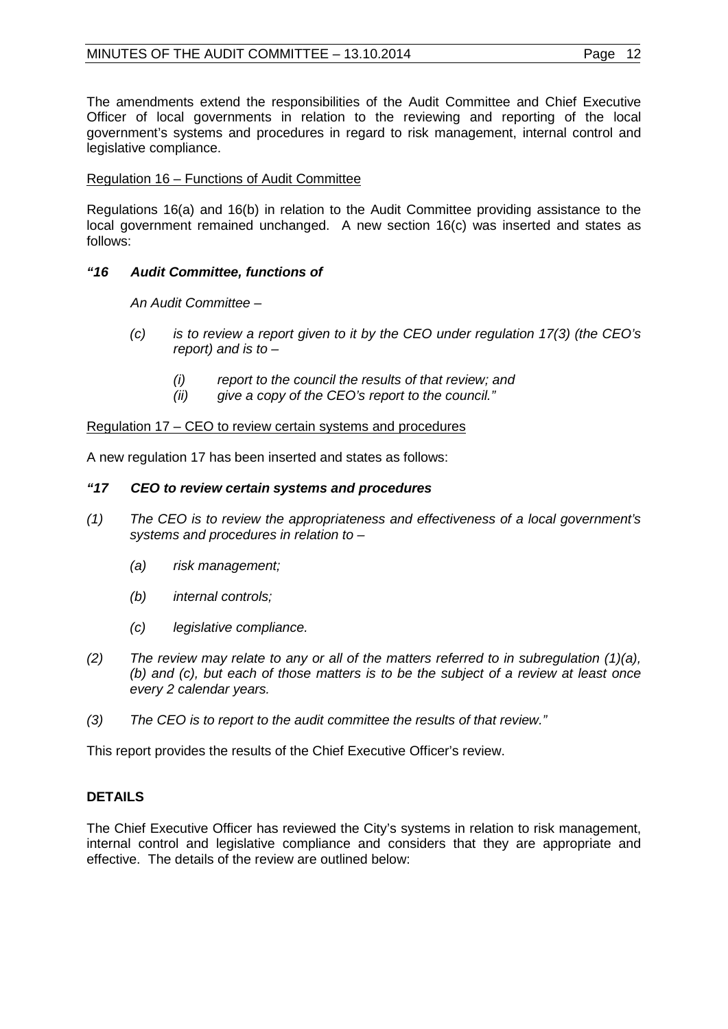The amendments extend the responsibilities of the Audit Committee and Chief Executive Officer of local governments in relation to the reviewing and reporting of the local government's systems and procedures in regard to risk management, internal control and legislative compliance.

Regulation 16 – Functions of Audit Committee

Regulations 16(a) and 16(b) in relation to the Audit Committee providing assistance to the local government remained unchanged. A new section 16(c) was inserted and states as follows:

***"16 Audit Committee, functions of***

*An Audit Committee –*

*(c) is to review a report given to it by the CEO under regulation 17(3) (the CEO's report) and is to –*

*(i) report to the council the results of that review; and*
*(ii) give a copy of the CEO's report to the council."*

Regulation 17 – CEO to review certain systems and procedures

A new regulation 17 has been inserted and states as follows:

***"17 CEO to review certain systems and procedures***

*(1) The CEO is to review the appropriateness and effectiveness of a local government's systems and procedures in relation to –*

*(a) risk management;*

*(b) internal controls;*

*(c) legislative compliance.*

*(2) The review may relate to any or all of the matters referred to in subregulation (1)(a), (b) and (c), but each of those matters is to be the subject of a review at least once every 2 calendar years.*

*(3) The CEO is to report to the audit committee the results of that review."*

This report provides the results of the Chief Executive Officer's review.

**DETAILS**

The Chief Executive Officer has reviewed the City's systems in relation to risk management, internal control and legislative compliance and considers that they are appropriate and effective. The details of the review are outlined below: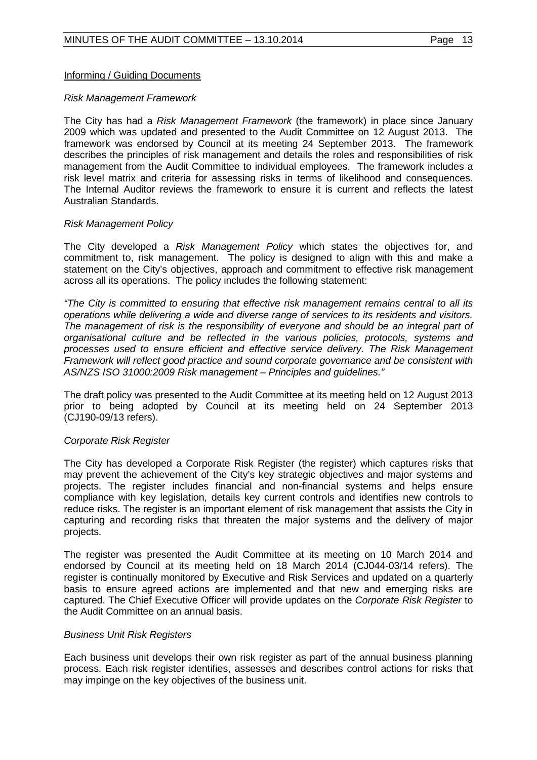Informing / Guiding Documents

*Risk Management Framework*

The City has had a *Risk Management Framework* (the framework) in place since January 2009 which was updated and presented to the Audit Committee on 12 August 2013. The framework was endorsed by Council at its meeting 24 September 2013. The framework describes the principles of risk management and details the roles and responsibilities of risk management from the Audit Committee to individual employees. The framework includes a risk level matrix and criteria for assessing risks in terms of likelihood and consequences. The Internal Auditor reviews the framework to ensure it is current and reflects the latest Australian Standards.

*Risk Management Policy*

The City developed a *Risk Management Policy* which states the objectives for, and commitment to, risk management. The policy is designed to align with this and make a statement on the City's objectives, approach and commitment to effective risk management across all its operations. The policy includes the following statement:

*"The City is committed to ensuring that effective risk management remains central to all its operations while delivering a wide and diverse range of services to its residents and visitors. The management of risk is the responsibility of everyone and should be an integral part of organisational culture and be reflected in the various policies, protocols, systems and processes used to ensure efficient and effective service delivery. The Risk Management Framework will reflect good practice and sound corporate governance and be consistent with AS/NZS ISO 31000:2009 Risk management – Principles and guidelines."*

The draft policy was presented to the Audit Committee at its meeting held on 12 August 2013 prior to being adopted by Council at its meeting held on 24 September 2013 (CJ190-09/13 refers).

*Corporate Risk Register*

The City has developed a Corporate Risk Register (the register) which captures risks that may prevent the achievement of the City's key strategic objectives and major systems and projects. The register includes financial and non-financial systems and helps ensure compliance with key legislation, details key current controls and identifies new controls to reduce risks. The register is an important element of risk management that assists the City in capturing and recording risks that threaten the major systems and the delivery of major projects.

The register was presented the Audit Committee at its meeting on 10 March 2014 and endorsed by Council at its meeting held on 18 March 2014 (CJ044-03/14 refers). The register is continually monitored by Executive and Risk Services and updated on a quarterly basis to ensure agreed actions are implemented and that new and emerging risks are captured. The Chief Executive Officer will provide updates on the *Corporate Risk Register* to the Audit Committee on an annual basis.

*Business Unit Risk Registers*

Each business unit develops their own risk register as part of the annual business planning process. Each risk register identifies, assesses and describes control actions for risks that may impinge on the key objectives of the business unit.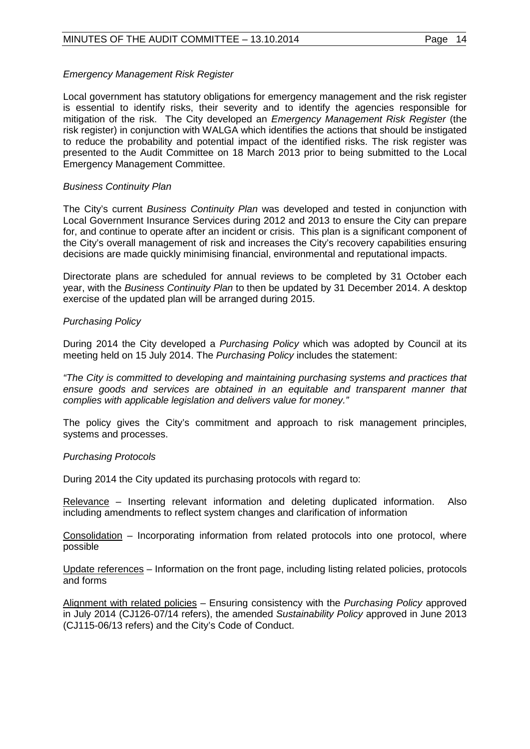*Emergency Management Risk Register*

Local government has statutory obligations for emergency management and the risk register is essential to identify risks, their severity and to identify the agencies responsible for mitigation of the risk. The City developed an *Emergency Management Risk Register* (the risk register) in conjunction with WALGA which identifies the actions that should be instigated to reduce the probability and potential impact of the identified risks. The risk register was presented to the Audit Committee on 18 March 2013 prior to being submitted to the Local Emergency Management Committee.

*Business Continuity Plan*

The City's current *Business Continuity Plan* was developed and tested in conjunction with Local Government Insurance Services during 2012 and 2013 to ensure the City can prepare for, and continue to operate after an incident or crisis. This plan is a significant component of the City's overall management of risk and increases the City's recovery capabilities ensuring decisions are made quickly minimising financial, environmental and reputational impacts.

Directorate plans are scheduled for annual reviews to be completed by 31 October each year, with the *Business Continuity Plan* to then be updated by 31 December 2014. A desktop exercise of the updated plan will be arranged during 2015.

*Purchasing Policy*

During 2014 the City developed a *Purchasing Policy* which was adopted by Council at its meeting held on 15 July 2014. The *Purchasing Policy* includes the statement:

*"The City is committed to developing and maintaining purchasing systems and practices that ensure goods and services are obtained in an equitable and transparent manner that complies with applicable legislation and delivers value for money."*

The policy gives the City's commitment and approach to risk management principles, systems and processes.

*Purchasing Protocols*

During 2014 the City updated its purchasing protocols with regard to:

<u>Relevance</u> – Inserting relevant information and deleting duplicated information. Also including amendments to reflect system changes and clarification of information

<u>Consolidation</u> – Incorporating information from related protocols into one protocol, where possible

<u>Update references</u> – Information on the front page, including listing related policies, protocols and forms

<u>Alignment with related policies</u> – Ensuring consistency with the *Purchasing Policy* approved in July 2014 (CJ126-07/14 refers), the amended *Sustainability Policy* approved in June 2013 (CJ115-06/13 refers) and the City's Code of Conduct.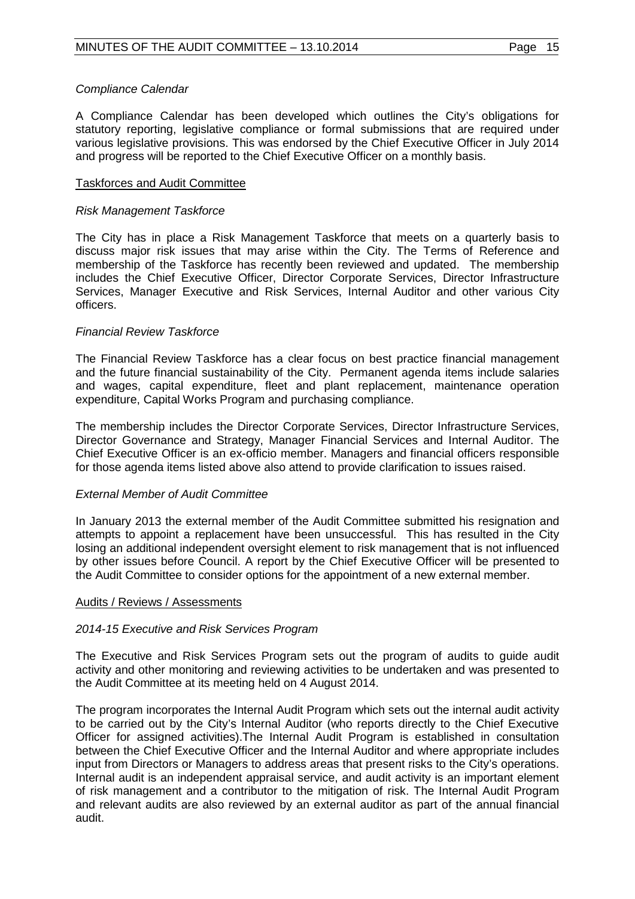*Compliance Calendar*

A Compliance Calendar has been developed which outlines the City's obligations for statutory reporting, legislative compliance or formal submissions that are required under various legislative provisions. This was endorsed by the Chief Executive Officer in July 2014 and progress will be reported to the Chief Executive Officer on a monthly basis.

<u>Taskforces and Audit Committee</u>

*Risk Management Taskforce*

The City has in place a Risk Management Taskforce that meets on a quarterly basis to discuss major risk issues that may arise within the City. The Terms of Reference and membership of the Taskforce has recently been reviewed and updated. The membership includes the Chief Executive Officer, Director Corporate Services, Director Infrastructure Services, Manager Executive and Risk Services, Internal Auditor and other various City officers.

*Financial Review Taskforce*

The Financial Review Taskforce has a clear focus on best practice financial management and the future financial sustainability of the City. Permanent agenda items include salaries and wages, capital expenditure, fleet and plant replacement, maintenance operation expenditure, Capital Works Program and purchasing compliance.

The membership includes the Director Corporate Services, Director Infrastructure Services, Director Governance and Strategy, Manager Financial Services and Internal Auditor. The Chief Executive Officer is an ex-officio member. Managers and financial officers responsible for those agenda items listed above also attend to provide clarification to issues raised.

*External Member of Audit Committee*

In January 2013 the external member of the Audit Committee submitted his resignation and attempts to appoint a replacement have been unsuccessful. This has resulted in the City losing an additional independent oversight element to risk management that is not influenced by other issues before Council. A report by the Chief Executive Officer will be presented to the Audit Committee to consider options for the appointment of a new external member.

<u>Audits / Reviews / Assessments</u>

*2014-15 Executive and Risk Services Program*

The Executive and Risk Services Program sets out the program of audits to guide audit activity and other monitoring and reviewing activities to be undertaken and was presented to the Audit Committee at its meeting held on 4 August 2014.

The program incorporates the Internal Audit Program which sets out the internal audit activity to be carried out by the City's Internal Auditor (who reports directly to the Chief Executive Officer for assigned activities).The Internal Audit Program is established in consultation between the Chief Executive Officer and the Internal Auditor and where appropriate includes input from Directors or Managers to address areas that present risks to the City's operations. Internal audit is an independent appraisal service, and audit activity is an important element of risk management and a contributor to the mitigation of risk. The Internal Audit Program and relevant audits are also reviewed by an external auditor as part of the annual financial audit.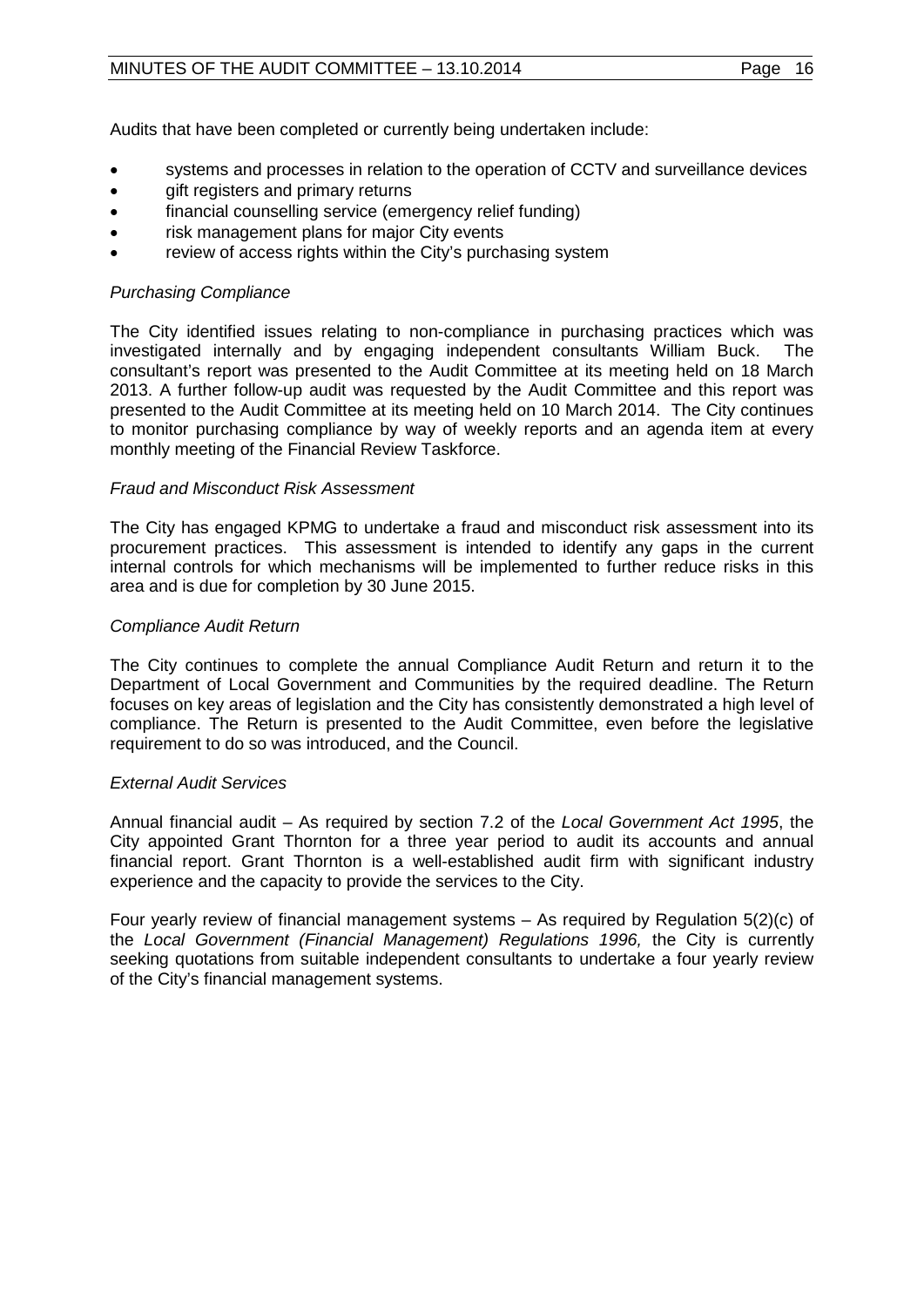Audits that have been completed or currently being undertaken include:

- systems and processes in relation to the operation of CCTV and surveillance devices
- gift registers and primary returns
- financial counselling service (emergency relief funding)
- risk management plans for major City events
- review of access rights within the City's purchasing system

*Purchasing Compliance*

The City identified issues relating to non-compliance in purchasing practices which was investigated internally and by engaging independent consultants William Buck. The consultant's report was presented to the Audit Committee at its meeting held on 18 March 2013. A further follow-up audit was requested by the Audit Committee and this report was presented to the Audit Committee at its meeting held on 10 March 2014. The City continues to monitor purchasing compliance by way of weekly reports and an agenda item at every monthly meeting of the Financial Review Taskforce.

*Fraud and Misconduct Risk Assessment*

The City has engaged KPMG to undertake a fraud and misconduct risk assessment into its procurement practices. This assessment is intended to identify any gaps in the current internal controls for which mechanisms will be implemented to further reduce risks in this area and is due for completion by 30 June 2015.

*Compliance Audit Return*

The City continues to complete the annual Compliance Audit Return and return it to the Department of Local Government and Communities by the required deadline. The Return focuses on key areas of legislation and the City has consistently demonstrated a high level of compliance. The Return is presented to the Audit Committee, even before the legislative requirement to do so was introduced, and the Council.

*External Audit Services*

Annual financial audit – As required by section 7.2 of the *Local Government Act 1995*, the City appointed Grant Thornton for a three year period to audit its accounts and annual financial report. Grant Thornton is a well-established audit firm with significant industry experience and the capacity to provide the services to the City.

Four yearly review of financial management systems – As required by Regulation 5(2)(c) of the *Local Government (Financial Management) Regulations 1996,* the City is currently seeking quotations from suitable independent consultants to undertake a four yearly review of the City's financial management systems.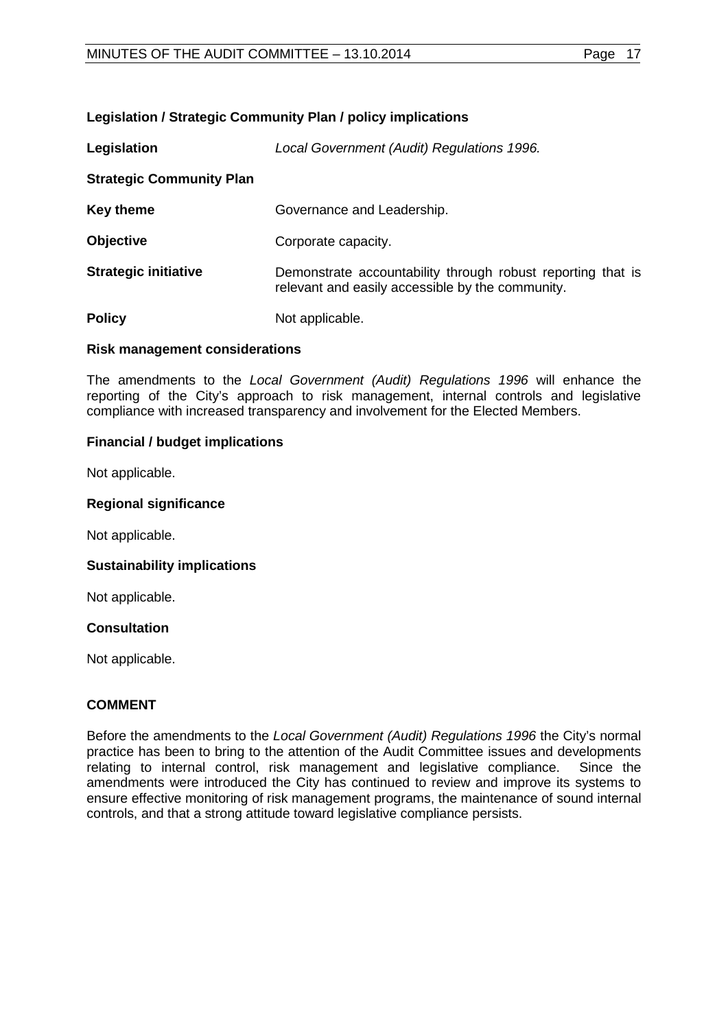**Legislation / Strategic Community Plan / policy implications**

| | |
|---|---|
| **Legislation** | *Local Government (Audit) Regulations 1996.* |
| **Strategic Community Plan** | |
| **Key theme** | Governance and Leadership. |
| **Objective** | Corporate capacity. |
| **Strategic initiative** | Demonstrate accountability through robust reporting that is relevant and easily accessible by the community. |
| **Policy** | Not applicable. |

**Risk management considerations**

The amendments to the *Local Government (Audit) Regulations 1996* will enhance the reporting of the City's approach to risk management, internal controls and legislative compliance with increased transparency and involvement for the Elected Members.

**Financial / budget implications**

Not applicable.

**Regional significance**

Not applicable.

**Sustainability implications**

Not applicable.

**Consultation**

Not applicable.

**COMMENT**

Before the amendments to the *Local Government (Audit) Regulations 1996* the City's normal practice has been to bring to the attention of the Audit Committee issues and developments relating to internal control, risk management and legislative compliance. Since the amendments were introduced the City has continued to review and improve its systems to ensure effective monitoring of risk management programs, the maintenance of sound internal controls, and that a strong attitude toward legislative compliance persists.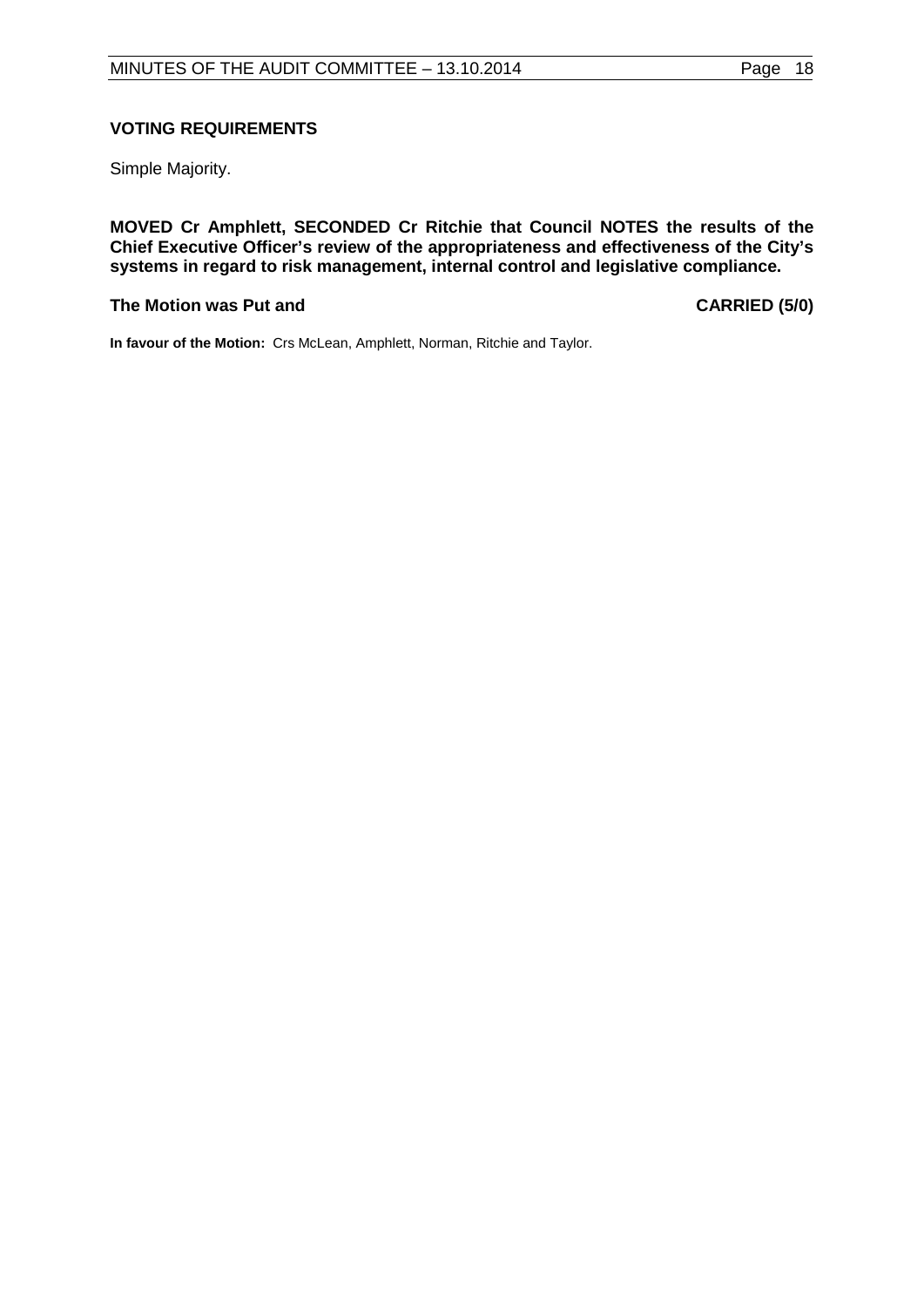**VOTING REQUIREMENTS**

Simple Majority.

**MOVED Cr Amphlett, SECONDED Cr Ritchie that Council NOTES the results of the Chief Executive Officer's review of the appropriateness and effectiveness of the City's systems in regard to risk management, internal control and legislative compliance.**

**The Motion was Put and CARRIED (5/0)**

**In favour of the Motion:** Crs McLean, Amphlett, Norman, Ritchie and Taylor.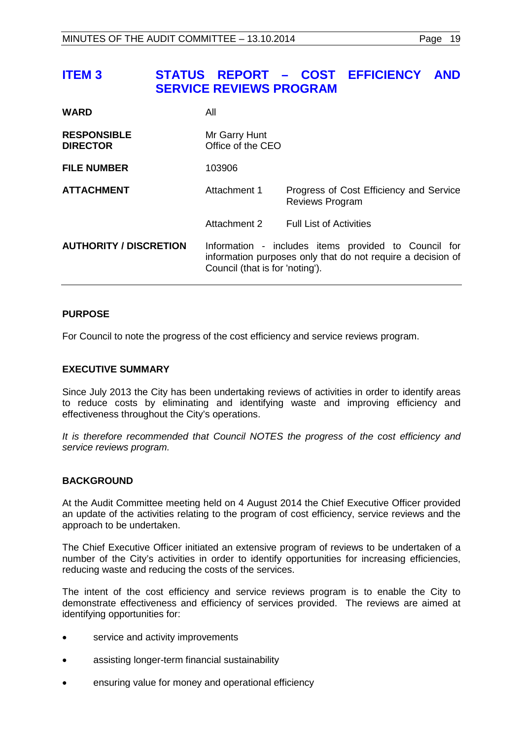# ITEM 3 STATUS REPORT – COST EFFICIENCY AND SERVICE REVIEWS PROGRAM

| | | |
|---|---|---|
| **WARD** | All | |
| **RESPONSIBLE DIRECTOR** | Mr Garry Hunt<br>Office of the CEO | |
| **FILE NUMBER** | 103906 | |
| **ATTACHMENT** | Attachment 1 | Progress of Cost Efficiency and Service Reviews Program |
| | Attachment 2 | Full List of Activities |
| **AUTHORITY / DISCRETION** | Information - includes items provided to Council for information purposes only that do not require a decision of Council (that is for 'noting'). | |

**PURPOSE**

For Council to note the progress of the cost efficiency and service reviews program.

**EXECUTIVE SUMMARY**

Since July 2013 the City has been undertaking reviews of activities in order to identify areas to reduce costs by eliminating and identifying waste and improving efficiency and effectiveness throughout the City's operations.

*It is therefore recommended that Council NOTES the progress of the cost efficiency and service reviews program.*

**BACKGROUND**

At the Audit Committee meeting held on 4 August 2014 the Chief Executive Officer provided an update of the activities relating to the program of cost efficiency, service reviews and the approach to be undertaken.

The Chief Executive Officer initiated an extensive program of reviews to be undertaken of a number of the City's activities in order to identify opportunities for increasing efficiencies, reducing waste and reducing the costs of the services.

The intent of the cost efficiency and service reviews program is to enable the City to demonstrate effectiveness and efficiency of services provided. The reviews are aimed at identifying opportunities for:

- service and activity improvements
- assisting longer-term financial sustainability
- ensuring value for money and operational efficiency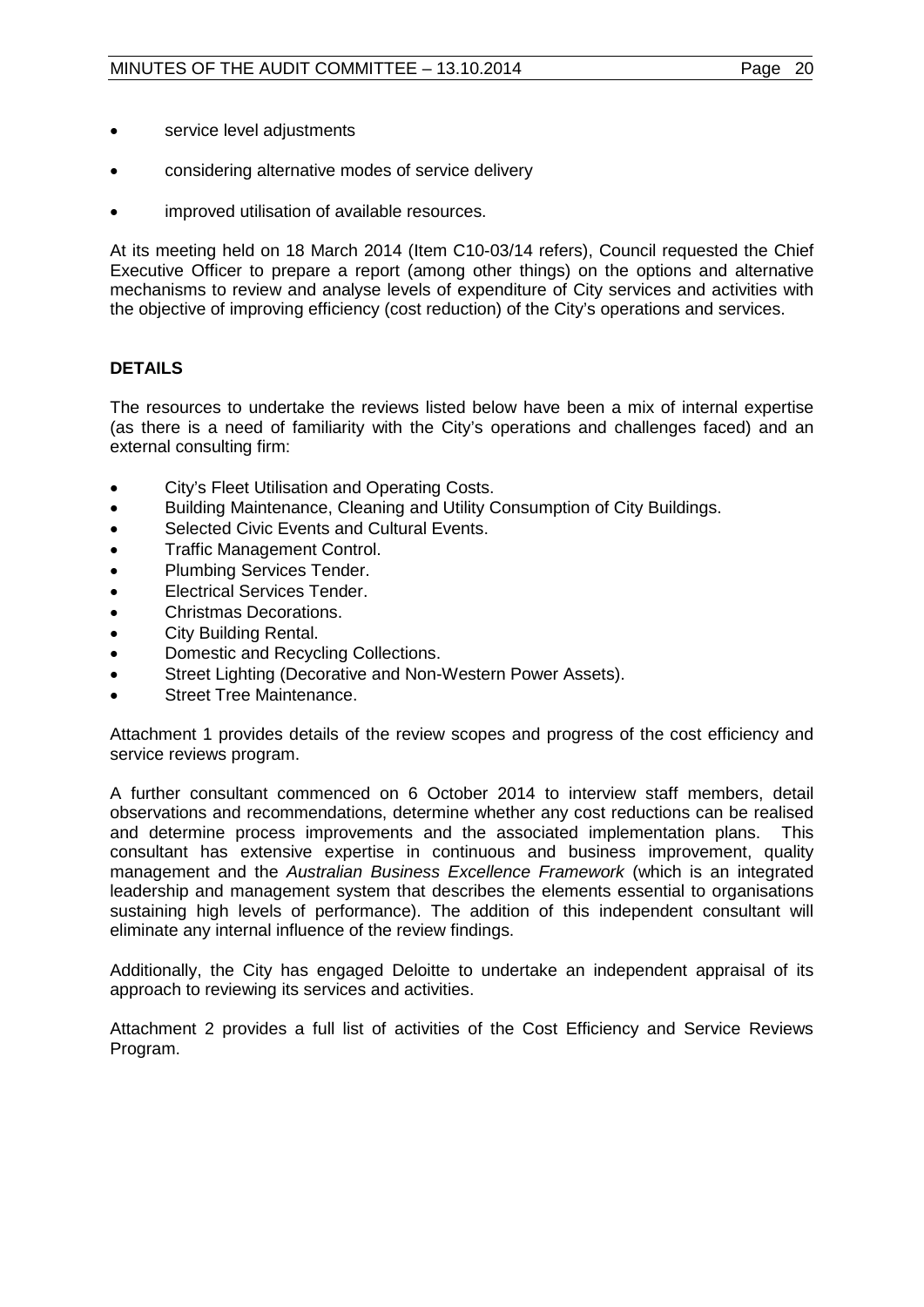- service level adjustments
- considering alternative modes of service delivery
- improved utilisation of available resources.

At its meeting held on 18 March 2014 (Item C10-03/14 refers), Council requested the Chief Executive Officer to prepare a report (among other things) on the options and alternative mechanisms to review and analyse levels of expenditure of City services and activities with the objective of improving efficiency (cost reduction) of the City's operations and services.

**DETAILS**

The resources to undertake the reviews listed below have been a mix of internal expertise (as there is a need of familiarity with the City's operations and challenges faced) and an external consulting firm:

- City's Fleet Utilisation and Operating Costs.
- Building Maintenance, Cleaning and Utility Consumption of City Buildings.
- Selected Civic Events and Cultural Events.
- Traffic Management Control.
- Plumbing Services Tender.
- Electrical Services Tender.
- Christmas Decorations.
- City Building Rental.
- Domestic and Recycling Collections.
- Street Lighting (Decorative and Non-Western Power Assets).
- Street Tree Maintenance.

Attachment 1 provides details of the review scopes and progress of the cost efficiency and service reviews program.

A further consultant commenced on 6 October 2014 to interview staff members, detail observations and recommendations, determine whether any cost reductions can be realised and determine process improvements and the associated implementation plans. This consultant has extensive expertise in continuous and business improvement, quality management and the *Australian Business Excellence Framework* (which is an integrated leadership and management system that describes the elements essential to organisations sustaining high levels of performance). The addition of this independent consultant will eliminate any internal influence of the review findings.

Additionally, the City has engaged Deloitte to undertake an independent appraisal of its approach to reviewing its services and activities.

Attachment 2 provides a full list of activities of the Cost Efficiency and Service Reviews Program.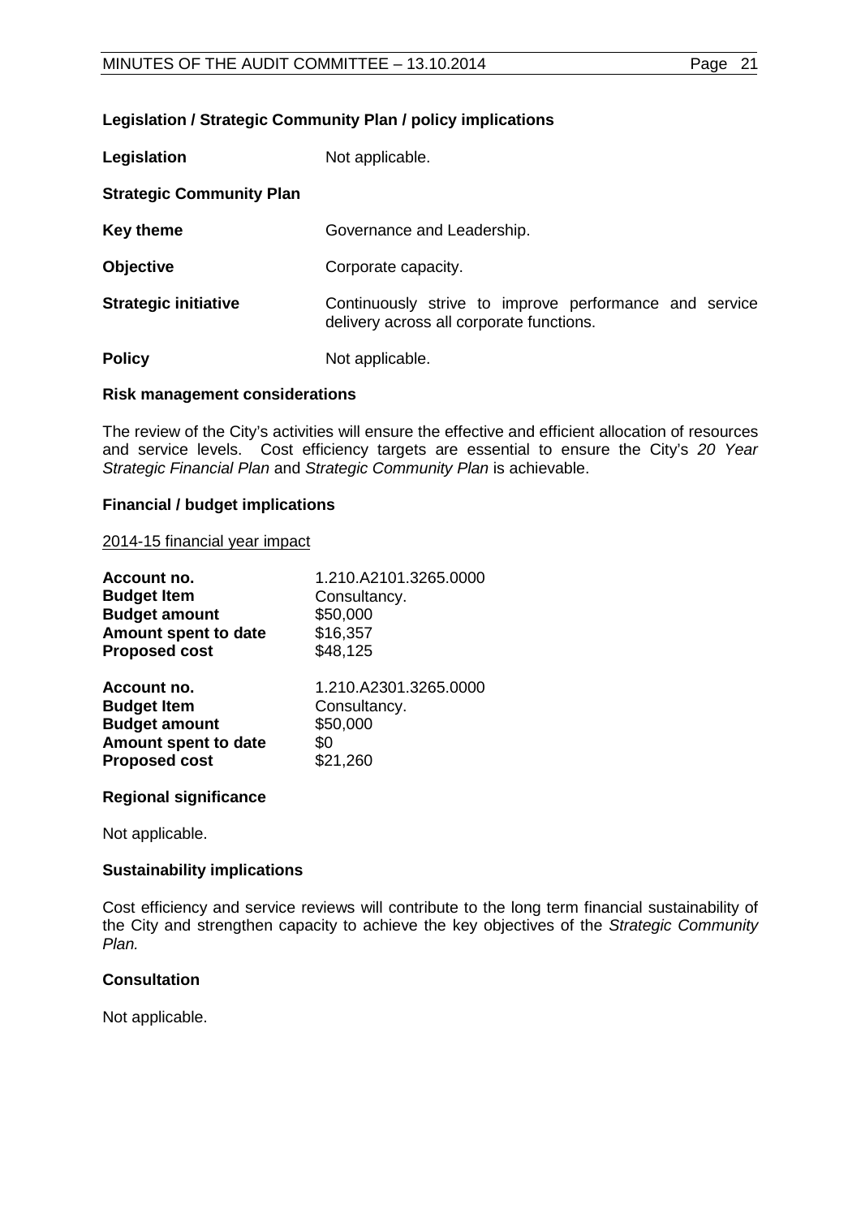**Legislation / Strategic Community Plan / policy implications**

| | |
|---|---|
| **Legislation** | Not applicable. |
| **Strategic Community Plan** | |
| **Key theme** | Governance and Leadership. |
| **Objective** | Corporate capacity. |
| **Strategic initiative** | Continuously strive to improve performance and service delivery across all corporate functions. |
| **Policy** | Not applicable. |

**Risk management considerations**

The review of the City's activities will ensure the effective and efficient allocation of resources and service levels. Cost efficiency targets are essential to ensure the City's *20 Year Strategic Financial Plan* and *Strategic Community Plan* is achievable.

**Financial / budget implications**

2014-15 financial year impact

| | |
|---|---|
| **Account no.** | 1.210.A2101.3265.0000 |
| **Budget Item** | Consultancy. |
| **Budget amount** | $50,000 |
| **Amount spent to date** | $16,357 |
| **Proposed cost** | $48,125 |

| | |
|---|---|
| **Account no.** | 1.210.A2301.3265.0000 |
| **Budget Item** | Consultancy. |
| **Budget amount** | $50,000 |
| **Amount spent to date** | $0 |
| **Proposed cost** | $21,260 |

**Regional significance**

Not applicable.

**Sustainability implications**

Cost efficiency and service reviews will contribute to the long term financial sustainability of the City and strengthen capacity to achieve the key objectives of the *Strategic Community Plan.*

**Consultation**

Not applicable.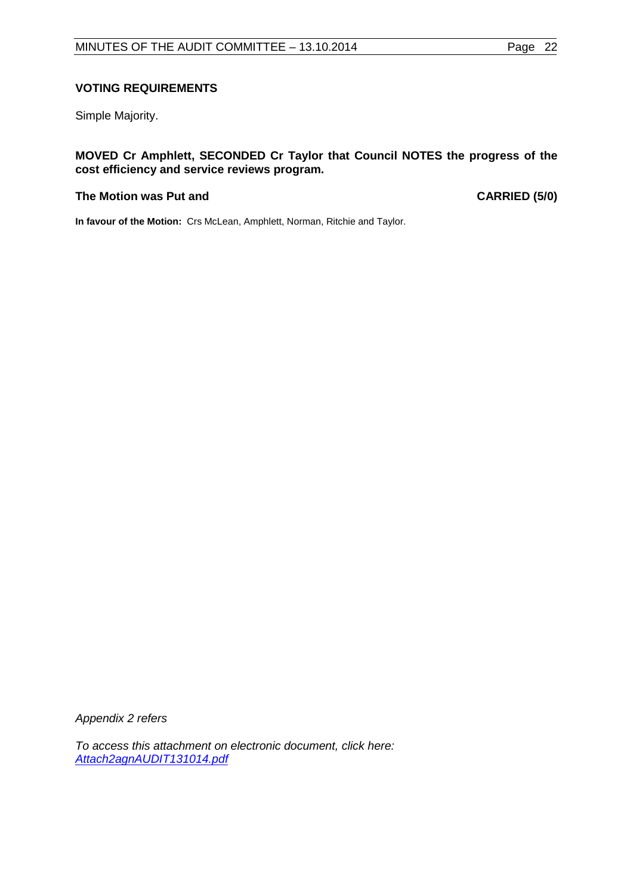**VOTING REQUIREMENTS**

Simple Majority.

**MOVED Cr Amphlett, SECONDED Cr Taylor that Council NOTES the progress of the cost efficiency and service reviews program.**

**The Motion was Put and CARRIED (5/0)**

**In favour of the Motion:** Crs McLean, Amphlett, Norman, Ritchie and Taylor.

*Appendix 2 refers*

*To access this attachment on electronic document, click here: Attach2agnAUDIT131014.pdf*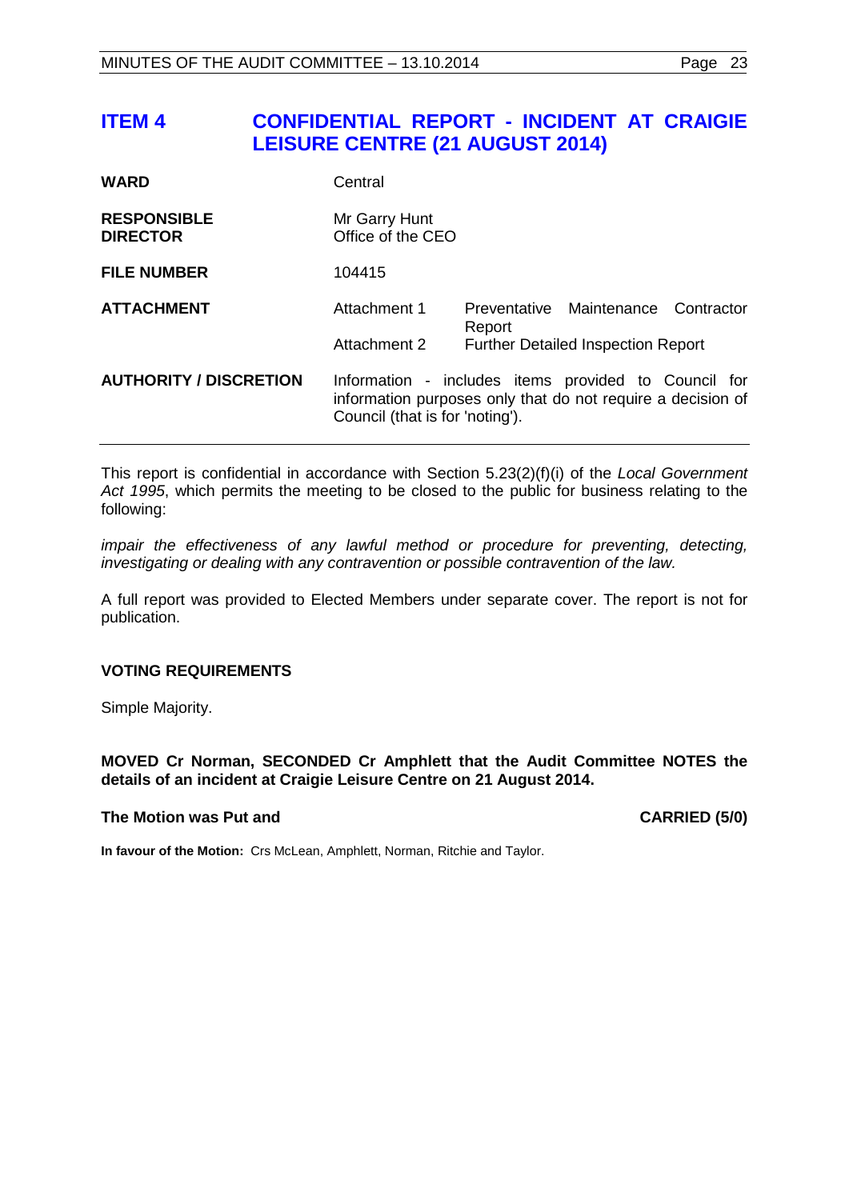# ITEM 4 CONFIDENTIAL REPORT - INCIDENT AT CRAIGIE LEISURE CENTRE (21 AUGUST 2014)

| | | |
|---|---|---|
| **WARD** | Central | |
| **RESPONSIBLE DIRECTOR** | Mr Garry Hunt<br>Office of the CEO | |
| **FILE NUMBER** | 104415 | |
| **ATTACHMENT** | Attachment 1 | Preventative Maintenance Contractor Report |
| | Attachment 2 | Further Detailed Inspection Report |
| **AUTHORITY / DISCRETION** | Information - includes items provided to Council for information purposes only that do not require a decision of Council (that is for 'noting'). | |

This report is confidential in accordance with Section 5.23(2)(f)(i) of the *Local Government Act 1995*, which permits the meeting to be closed to the public for business relating to the following:

*impair the effectiveness of any lawful method or procedure for preventing, detecting, investigating or dealing with any contravention or possible contravention of the law.*

A full report was provided to Elected Members under separate cover. The report is not for publication.

**VOTING REQUIREMENTS**

Simple Majority.

**MOVED Cr Norman, SECONDED Cr Amphlett that the Audit Committee NOTES the details of an incident at Craigie Leisure Centre on 21 August 2014.**

**The Motion was Put and CARRIED (5/0)**

**In favour of the Motion:** Crs McLean, Amphlett, Norman, Ritchie and Taylor.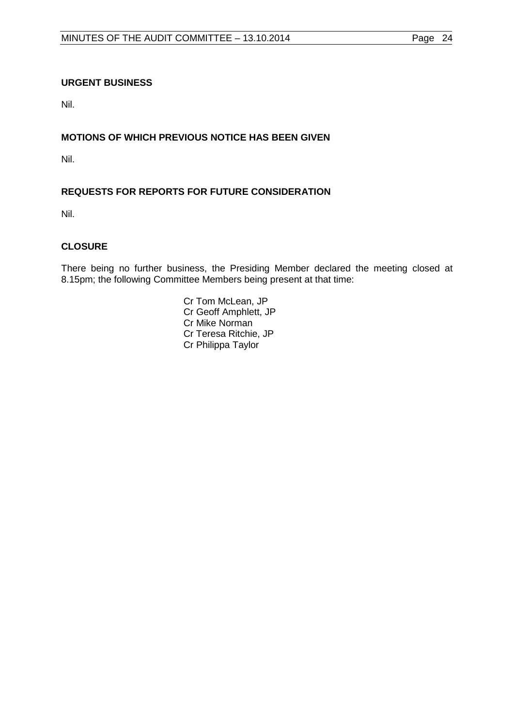## URGENT BUSINESS

Nil.

## MOTIONS OF WHICH PREVIOUS NOTICE HAS BEEN GIVEN

Nil.

## REQUESTS FOR REPORTS FOR FUTURE CONSIDERATION

Nil.

## CLOSURE

There being no further business, the Presiding Member declared the meeting closed at 8.15pm; the following Committee Members being present at that time:

Cr Tom McLean, JP
Cr Geoff Amphlett, JP
Cr Mike Norman
Cr Teresa Ritchie, JP
Cr Philippa Taylor